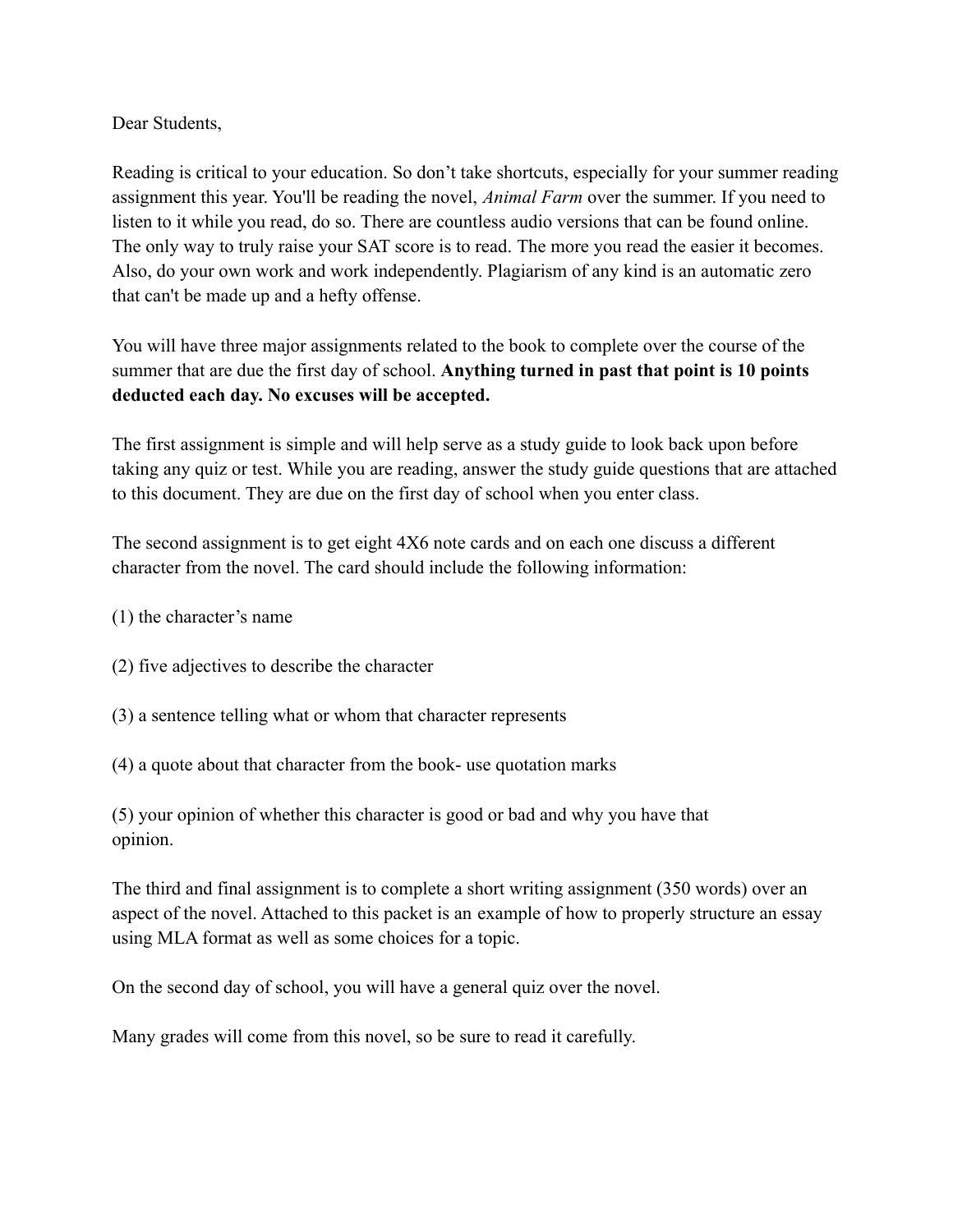Dear Students,

Reading is critical to your education. So don't take shortcuts, especially for your summer reading assignment this year. You'll be reading the novel, *Animal Farm* over the summer. If you need to listen to it while you read, do so. There are countless audio versions that can be found online. The only way to truly raise your SAT score is to read. The more you read the easier it becomes. Also, do your own work and work independently. Plagiarism of any kind is an automatic zero that can't be made up and a hefty offense.

You will have three major assignments related to the book to complete over the course of the summer that are due the first day of school. **Anything turned in past that point is 10 points deducted each day. No excuses will be accepted.**

The first assignment is simple and will help serve as a study guide to look back upon before taking any quiz or test. While you are reading, answer the study guide questions that are attached to this document. They are due on the first day of school when you enter class.

The second assignment is to get eight 4X6 note cards and on each one discuss a different character from the novel. The card should include the following information:

(1) the character's name

(2) five adjectives to describe the character

(3) a sentence telling what or whom that character represents

(4) a quote about that character from the book- use quotation marks

(5) your opinion of whether this character is good or bad and why you have that opinion.

The third and final assignment is to complete a short writing assignment (350 words) over an aspect of the novel. Attached to this packet is an example of how to properly structure an essay using MLA format as well as some choices for a topic.

On the second day of school, you will have a general quiz over the novel.

Many grades will come from this novel, so be sure to read it carefully.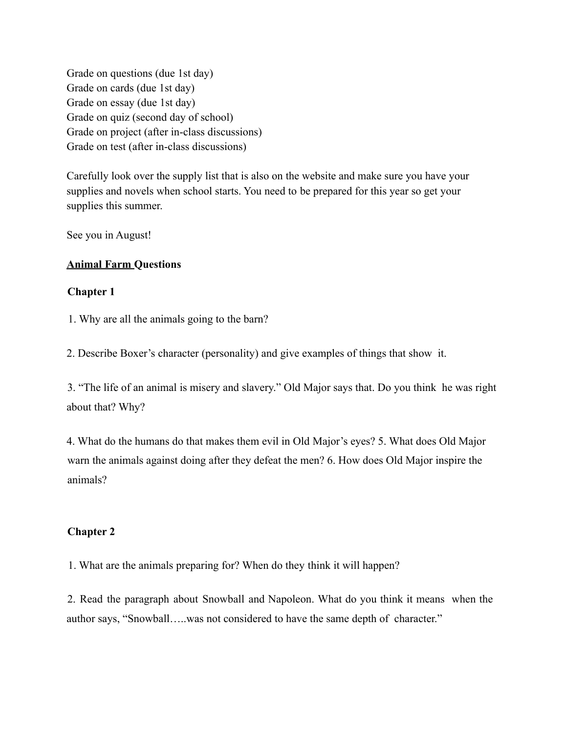Grade on questions (due 1st day)
Grade on cards (due 1st day)
Grade on essay (due 1st day)
Grade on quiz (second day of school)
Grade on project (after in-class discussions)
Grade on test (after in-class discussions)

Carefully look over the supply list that is also on the website and make sure you have your supplies and novels when school starts. You need to be prepared for this year so get your supplies this summer.

See you in August!

**Animal Farm Questions**

**Chapter 1**

1. Why are all the animals going to the barn?

2. Describe Boxer's character (personality) and give examples of things that show it.

3. "The life of an animal is misery and slavery." Old Major says that. Do you think he was right about that? Why?

4. What do the humans do that makes them evil in Old Major's eyes? 5. What does Old Major warn the animals against doing after they defeat the men? 6. How does Old Major inspire the animals?

**Chapter 2**

1. What are the animals preparing for? When do they think it will happen?

2. Read the paragraph about Snowball and Napoleon. What do you think it means when the author says, "Snowball…..was not considered to have the same depth of character."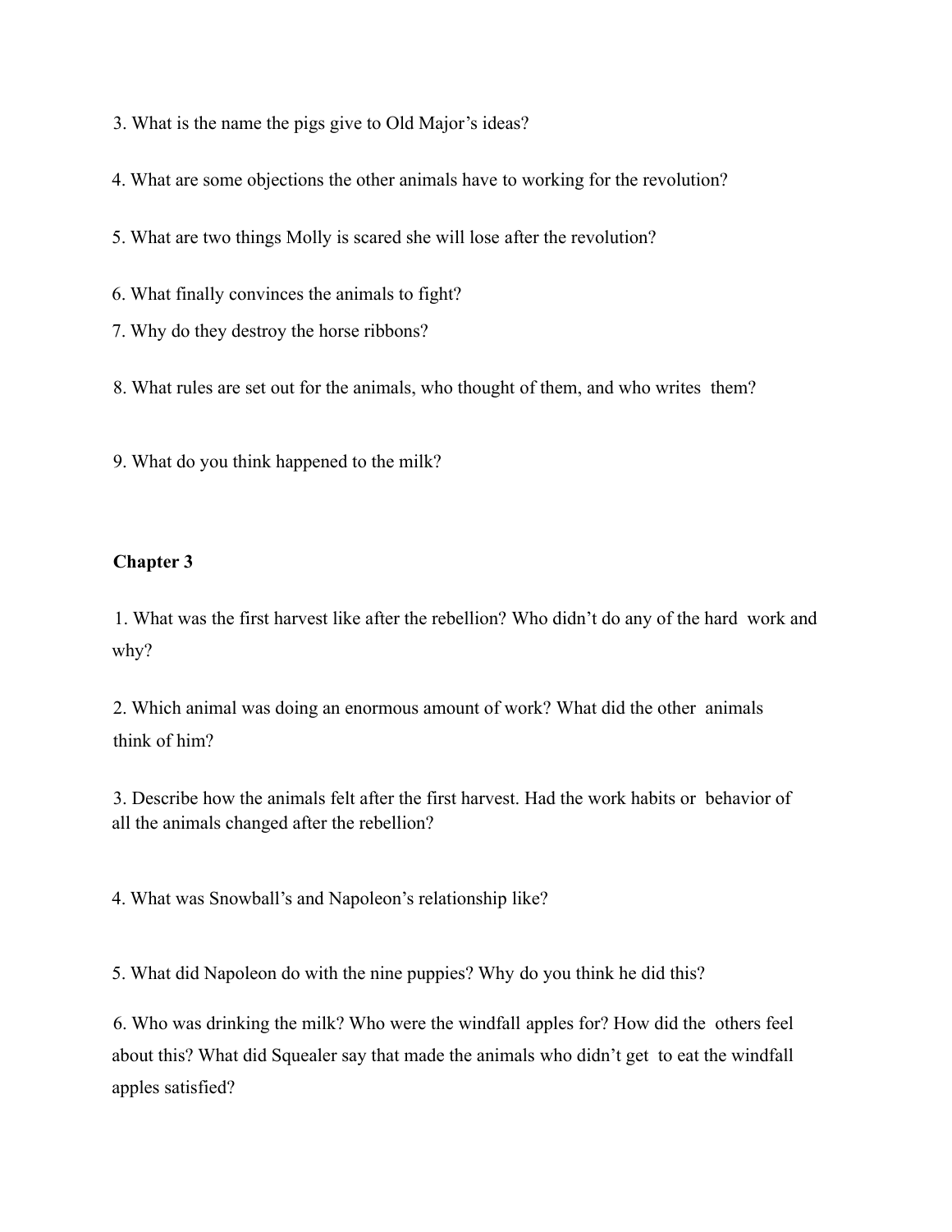3. What is the name the pigs give to Old Major's ideas?

4. What are some objections the other animals have to working for the revolution?

5. What are two things Molly is scared she will lose after the revolution?

6. What finally convinces the animals to fight?

7. Why do they destroy the horse ribbons?

8. What rules are set out for the animals, who thought of them, and who writes them?

9. What do you think happened to the milk?

**Chapter 3**

1. What was the first harvest like after the rebellion? Who didn't do any of the hard work and why?

2. Which animal was doing an enormous amount of work? What did the other animals think of him?

3. Describe how the animals felt after the first harvest. Had the work habits or behavior of all the animals changed after the rebellion?

4. What was Snowball's and Napoleon's relationship like?

5. What did Napoleon do with the nine puppies? Why do you think he did this?

6. Who was drinking the milk? Who were the windfall apples for? How did the others feel about this? What did Squealer say that made the animals who didn't get to eat the windfall apples satisfied?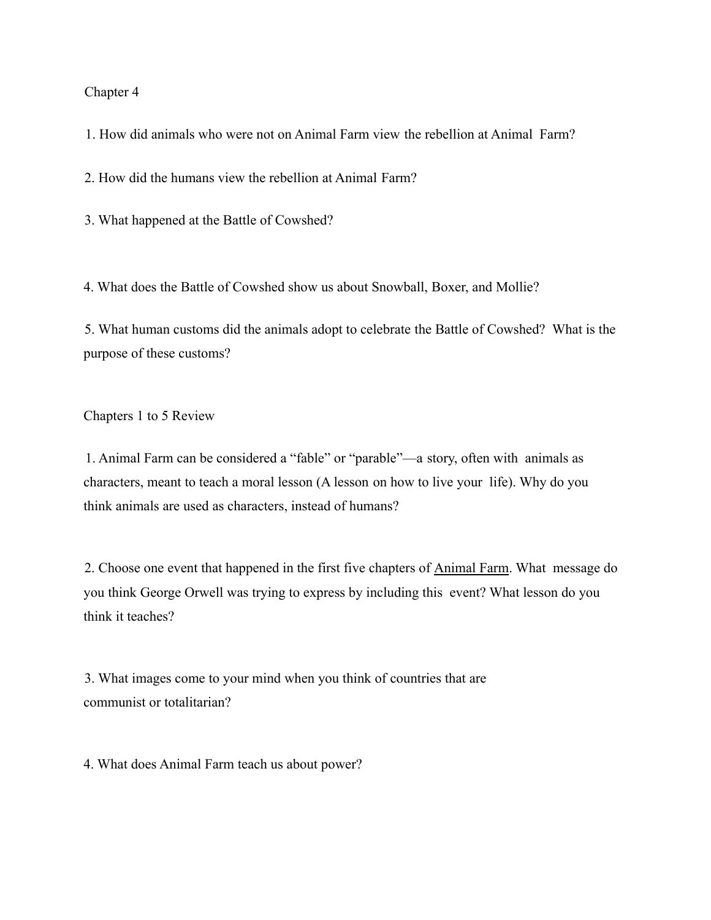## Chapter 4

1. How did animals who were not on Animal Farm view the rebellion at Animal Farm?

2. How did the humans view the rebellion at Animal Farm?

3. What happened at the Battle of Cowshed?

4. What does the Battle of Cowshed show us about Snowball, Boxer, and Mollie?

5. What human customs did the animals adopt to celebrate the Battle of Cowshed? What is the purpose of these customs?

## Chapters 1 to 5 Review

1. Animal Farm can be considered a "fable" or "parable"—a story, often with animals as characters, meant to teach a moral lesson (A lesson on how to live your life). Why do you think animals are used as characters, instead of humans?

2. Choose one event that happened in the first five chapters of <u>Animal Farm</u>. What message do you think George Orwell was trying to express by including this event? What lesson do you think it teaches?

3. What images come to your mind when you think of countries that are communist or totalitarian?

4. What does Animal Farm teach us about power?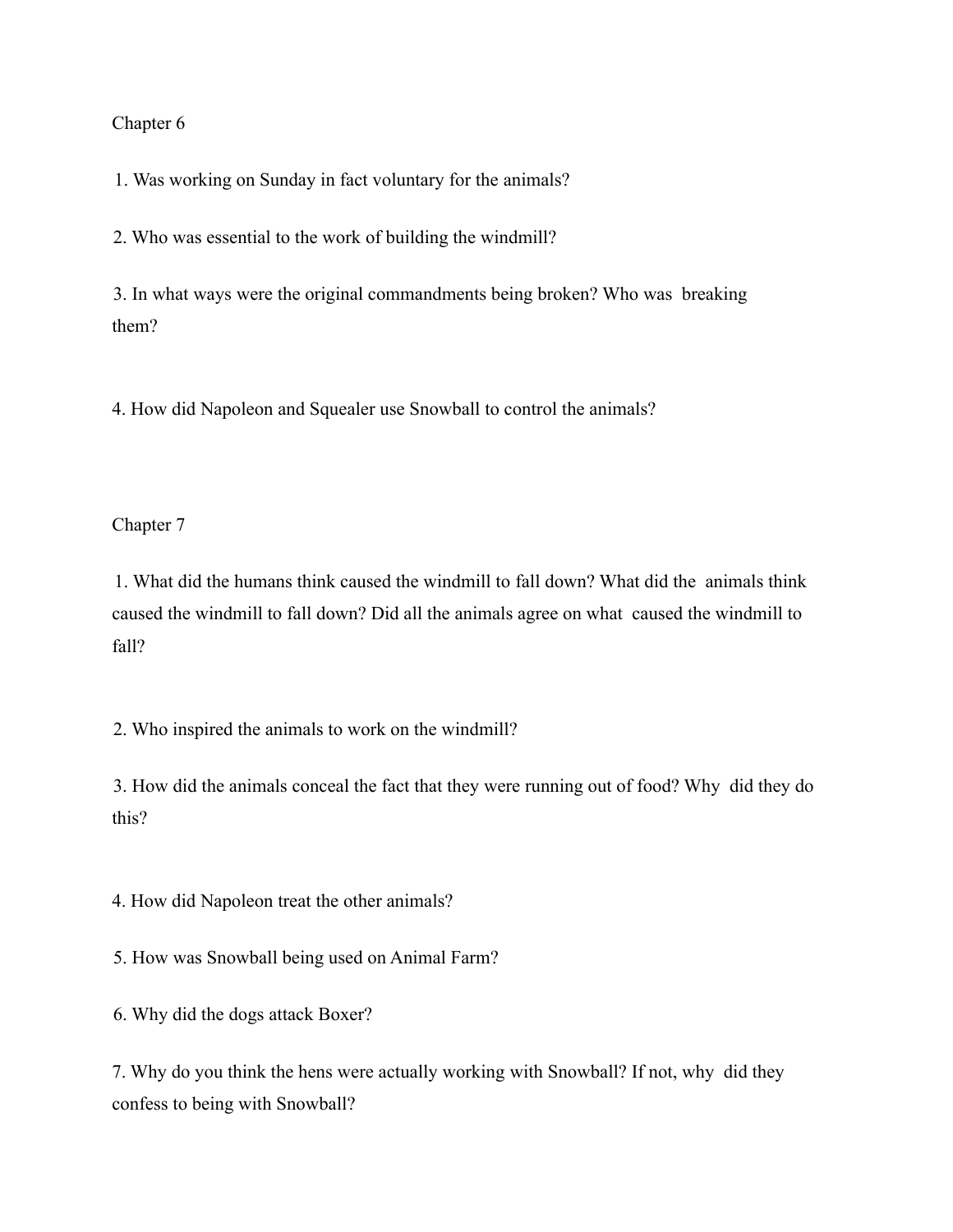## Chapter 6

1. Was working on Sunday in fact voluntary for the animals?

2. Who was essential to the work of building the windmill?

3. In what ways were the original commandments being broken? Who was breaking them?

4. How did Napoleon and Squealer use Snowball to control the animals?

## Chapter 7

1. What did the humans think caused the windmill to fall down? What did the animals think caused the windmill to fall down? Did all the animals agree on what caused the windmill to fall?

2. Who inspired the animals to work on the windmill?

3. How did the animals conceal the fact that they were running out of food? Why did they do this?

4. How did Napoleon treat the other animals?

5. How was Snowball being used on Animal Farm?

6. Why did the dogs attack Boxer?

7. Why do you think the hens were actually working with Snowball? If not, why did they confess to being with Snowball?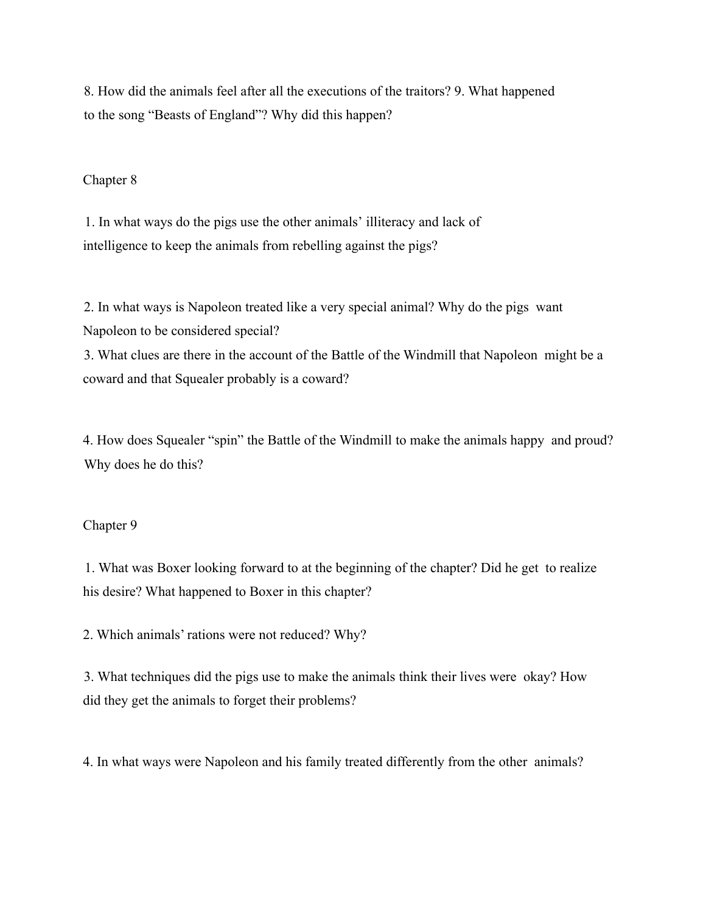8. How did the animals feel after all the executions of the traitors? 9. What happened to the song "Beasts of England"? Why did this happen?

Chapter 8

1. In what ways do the pigs use the other animals' illiteracy and lack of intelligence to keep the animals from rebelling against the pigs?

2. In what ways is Napoleon treated like a very special animal? Why do the pigs want Napoleon to be considered special?

3. What clues are there in the account of the Battle of the Windmill that Napoleon might be a coward and that Squealer probably is a coward?

4. How does Squealer "spin" the Battle of the Windmill to make the animals happy and proud? Why does he do this?

Chapter 9

1. What was Boxer looking forward to at the beginning of the chapter? Did he get to realize his desire? What happened to Boxer in this chapter?

2. Which animals' rations were not reduced? Why?

3. What techniques did the pigs use to make the animals think their lives were okay? How did they get the animals to forget their problems?

4. In what ways were Napoleon and his family treated differently from the other animals?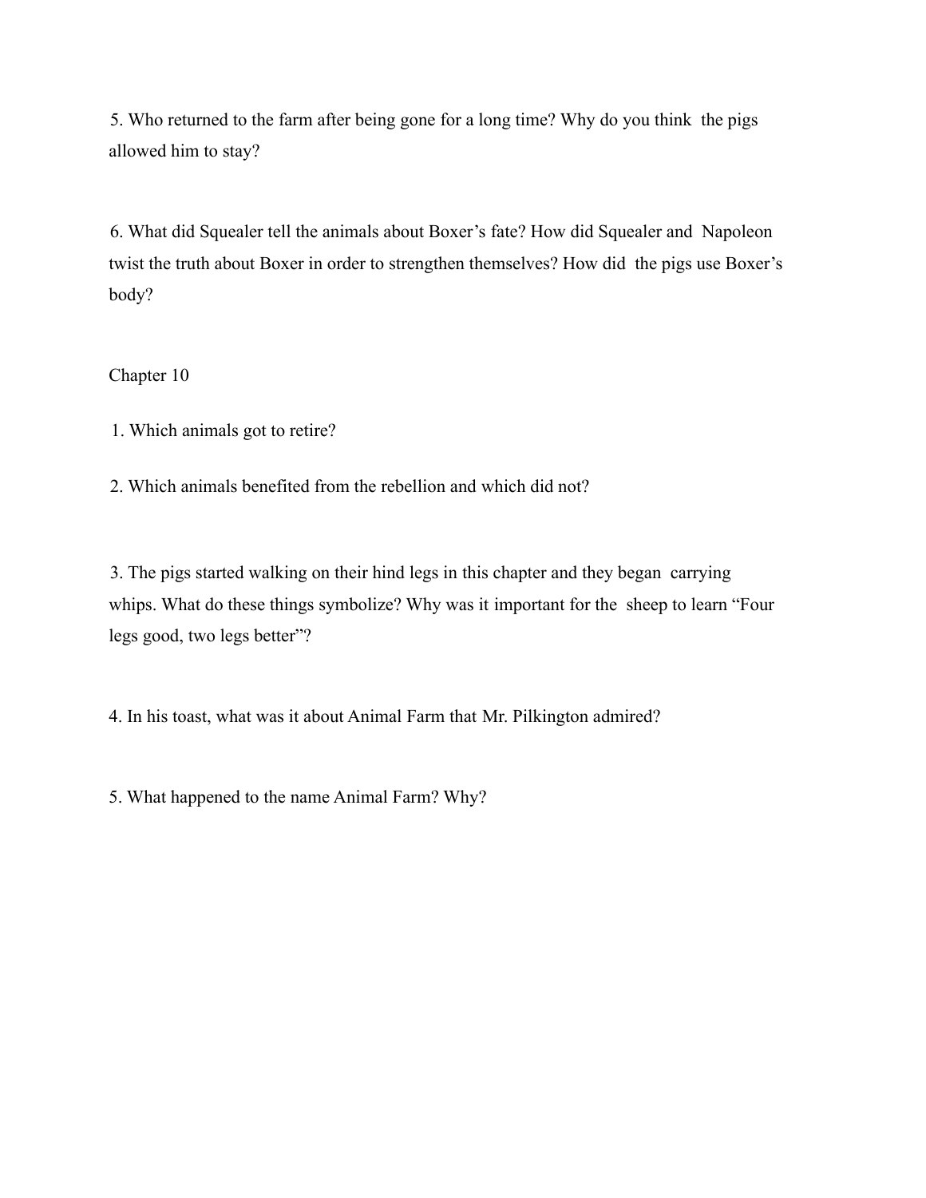5. Who returned to the farm after being gone for a long time? Why do you think the pigs allowed him to stay?

6. What did Squealer tell the animals about Boxer's fate? How did Squealer and Napoleon twist the truth about Boxer in order to strengthen themselves? How did the pigs use Boxer's body?

## Chapter 10

1. Which animals got to retire?

2. Which animals benefited from the rebellion and which did not?

3. The pigs started walking on their hind legs in this chapter and they began carrying whips. What do these things symbolize? Why was it important for the sheep to learn "Four legs good, two legs better"?

4. In his toast, what was it about Animal Farm that Mr. Pilkington admired?

5. What happened to the name Animal Farm? Why?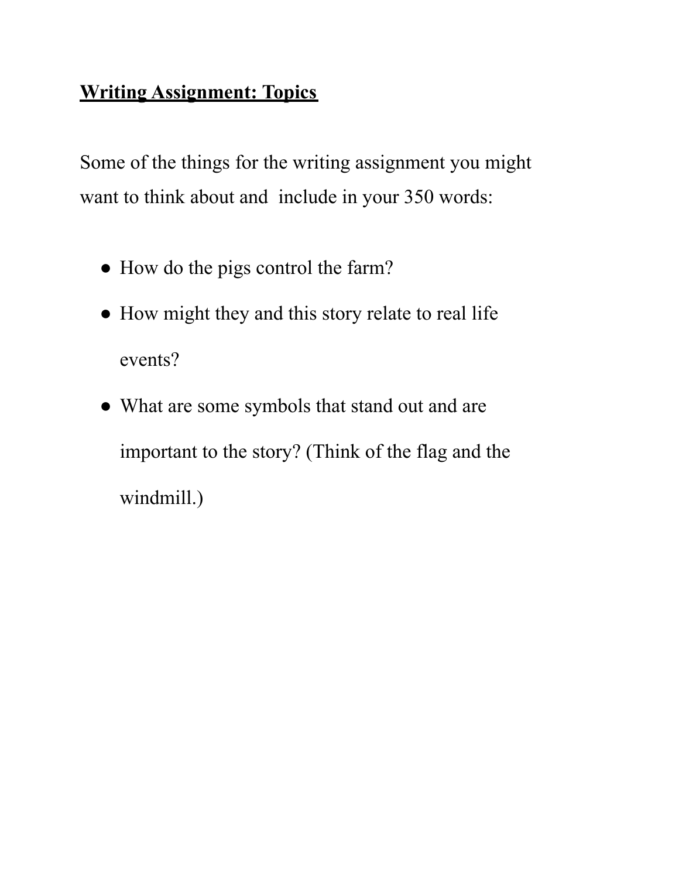**<u>Writing Assignment: Topics</u>**

Some of the things for the writing assignment you might want to think about and  include in your 350 words:

- How do the pigs control the farm?
- How might they and this story relate to real life events?
- What are some symbols that stand out and are important to the story? (Think of the flag and the windmill.)